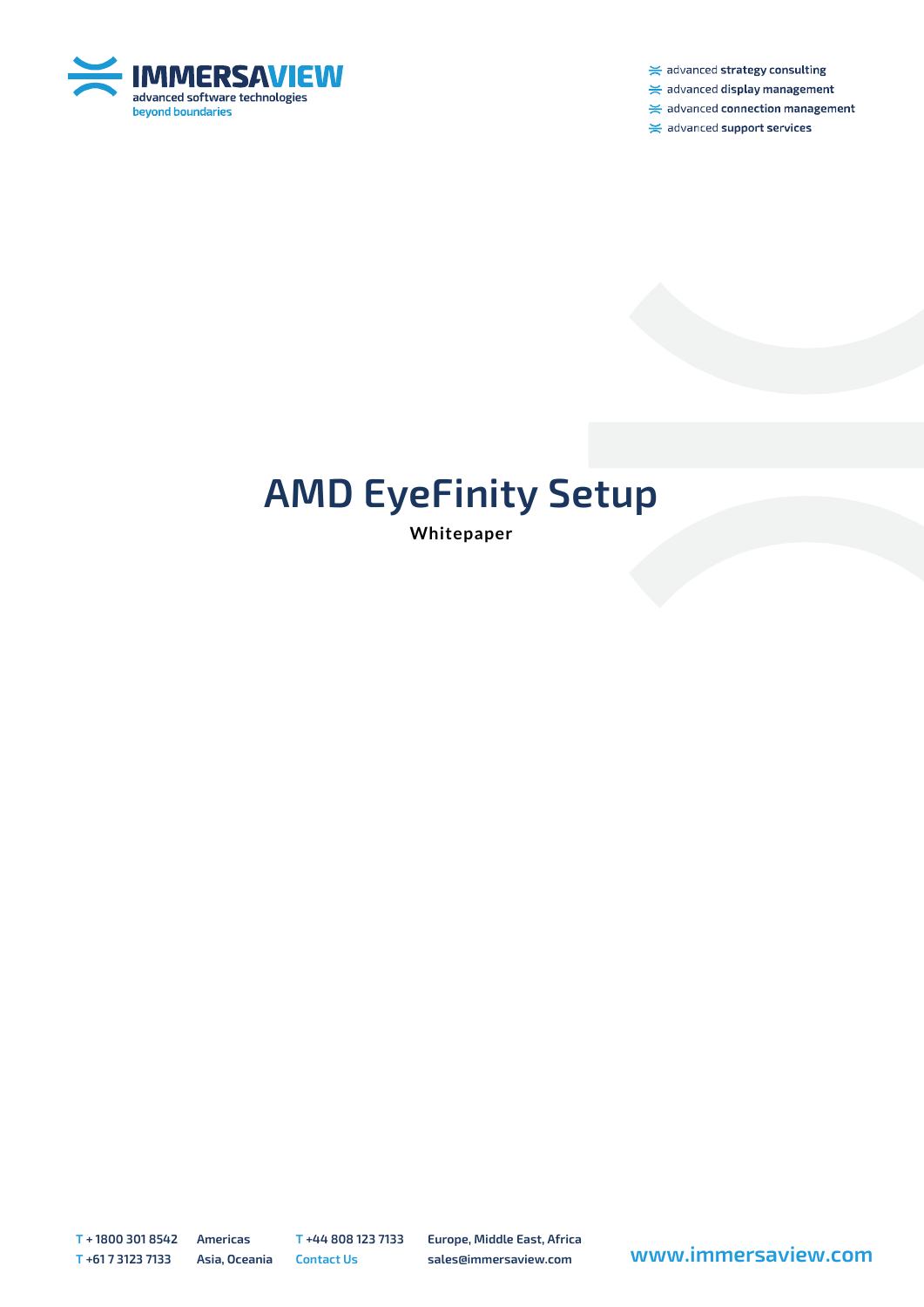IMMERSAVIEW
advanced software technologies
beyond boundaries

- advanced **strategy consulting**
- advanced **display management**
- advanced **connection management**
- advanced **support services**

# AMD EyeFinity Setup

**Whitepaper**

T + 1800 301 8542 Americas
T +61 7 3123 7133 Asia, Oceania
T +44 808 123 7133 Europe, Middle East, Africa
Contact Us sales@immersaview.com
www.immersaview.com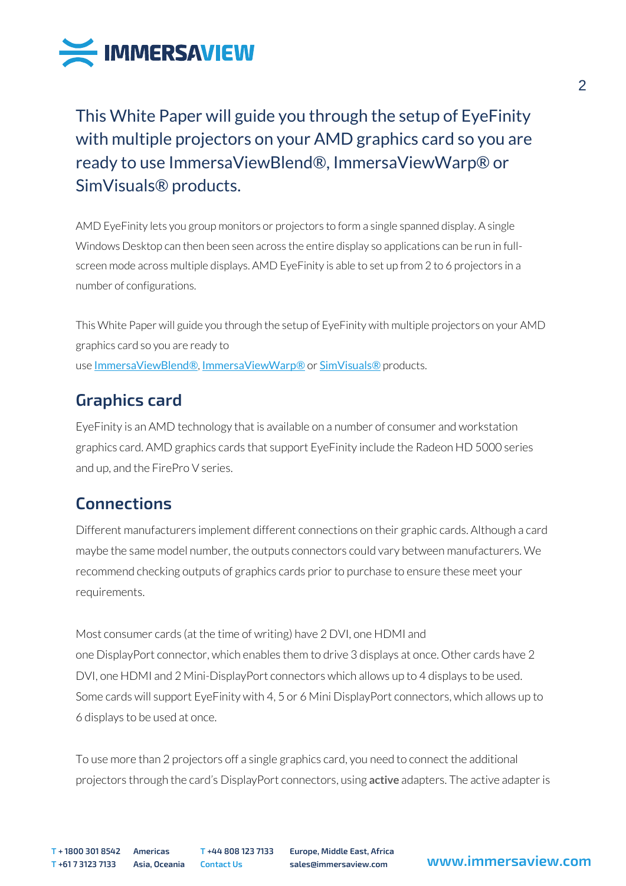This White Paper will guide you through the setup of EyeFinity with multiple projectors on your AMD graphics card so you are ready to use ImmersaViewBlend®, ImmersaViewWarp® or SimVisuals® products.

AMD EyeFinity lets you group monitors or projectors to form a single spanned display. A single Windows Desktop can then been seen across the entire display so applications can be run in full-screen mode across multiple displays. AMD EyeFinity is able to set up from 2 to 6 projectors in a number of configurations.

This White Paper will guide you through the setup of EyeFinity with multiple projectors on your AMD graphics card so you are ready to use ImmersaViewBlend®, ImmersaViewWarp® or SimVisuals® products.

## Graphics card

EyeFinity is an AMD technology that is available on a number of consumer and workstation graphics card. AMD graphics cards that support EyeFinity include the Radeon HD 5000 series and up, and the FirePro V series.

## Connections

Different manufacturers implement different connections on their graphic cards. Although a card maybe the same model number, the outputs connectors could vary between manufacturers. We recommend checking outputs of graphics cards prior to purchase to ensure these meet your requirements.

Most consumer cards (at the time of writing) have 2 DVI, one HDMI and one DisplayPort connector, which enables them to drive 3 displays at once. Other cards have 2 DVI, one HDMI and 2 Mini-DisplayPort connectors which allows up to 4 displays to be used. Some cards will support EyeFinity with 4, 5 or 6 Mini DisplayPort connectors, which allows up to 6 displays to be used at once.

To use more than 2 projectors off a single graphics card, you need to connect the additional projectors through the card's DisplayPort connectors, using **active** adapters. The active adapter is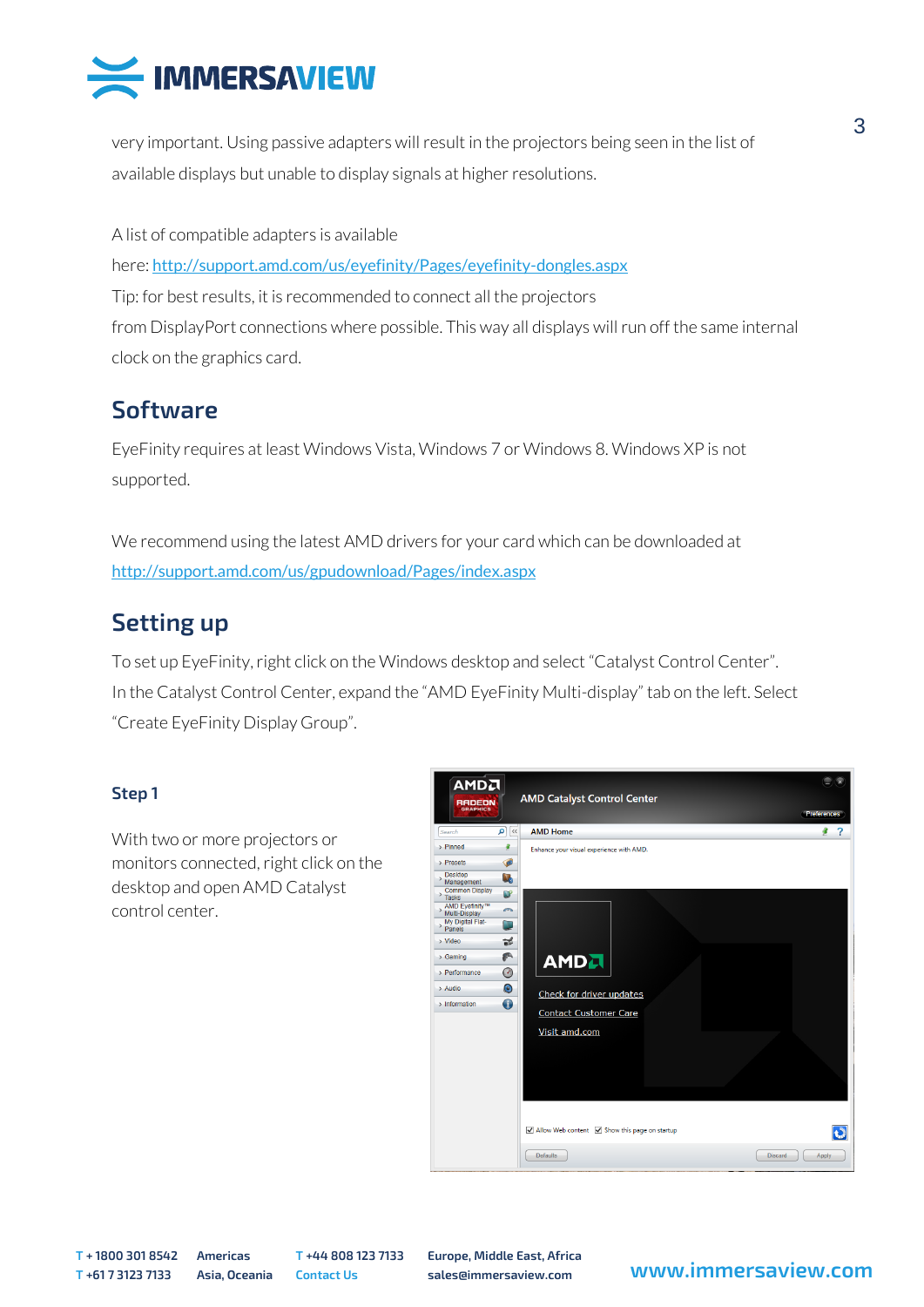very important. Using passive adapters will result in the projectors being seen in the list of available displays but unable to display signals at higher resolutions.

A list of compatible adapters is available here: http://support.amd.com/us/eyefinity/Pages/eyefinity-dongles.aspx
Tip: for best results, it is recommended to connect all the projectors from DisplayPort connections where possible. This way all displays will run off the same internal clock on the graphics card.

## Software

EyeFinity requires at least Windows Vista, Windows 7 or Windows 8. Windows XP is not supported.

We recommend using the latest AMD drivers for your card which can be downloaded at http://support.amd.com/us/gpudownload/Pages/index.aspx

## Setting up

To set up EyeFinity, right click on the Windows desktop and select "Catalyst Control Center". In the Catalyst Control Center, expand the "AMD EyeFinity Multi-display" tab on the left. Select "Create EyeFinity Display Group".

### Step 1

With two or more projectors or monitors connected, right click on the desktop and open AMD Catalyst control center.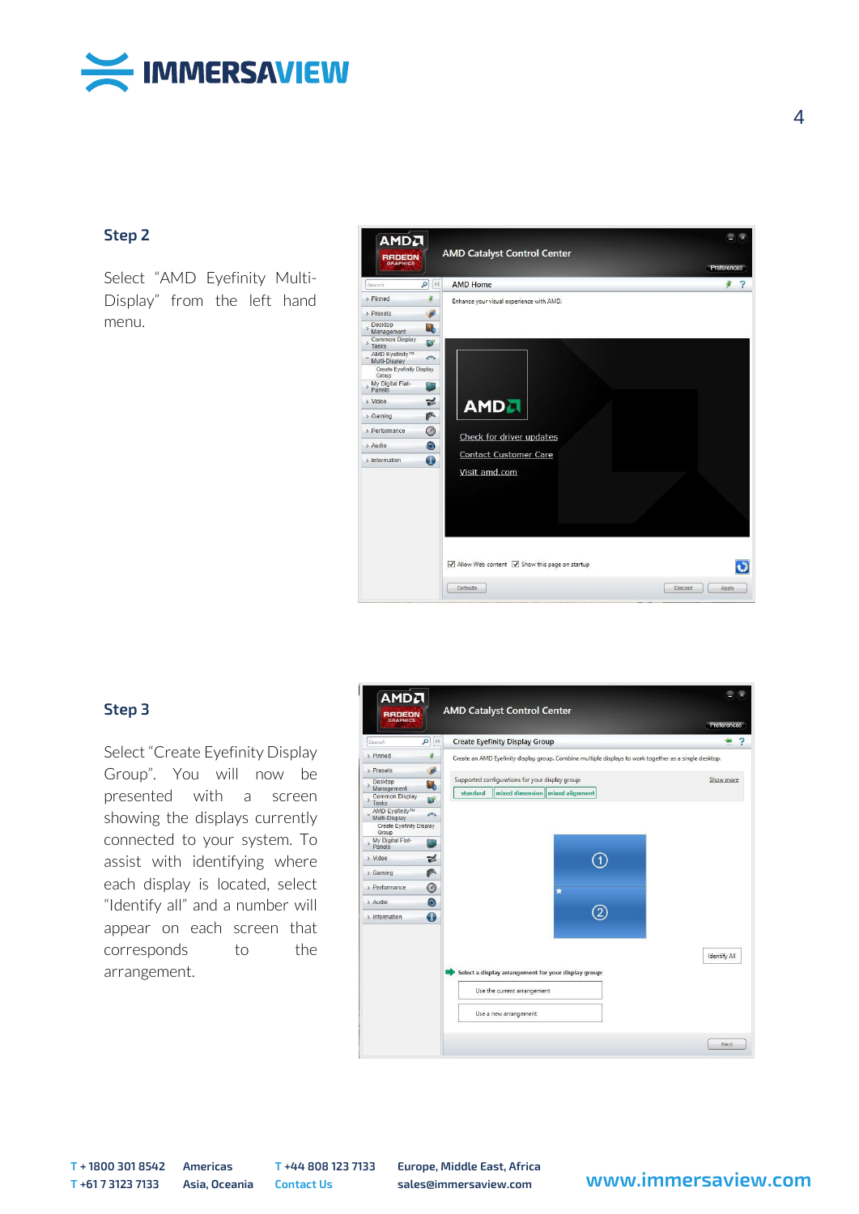## Step 2

Select "AMD Eyefinity Multi-Display" from the left hand menu.

## Step 3

Select "Create Eyefinity Display Group". You will now be presented with a screen showing the displays currently connected to your system. To assist with identifying where each display is located, select "Identify all" and a number will appear on each screen that corresponds to the arrangement.

T + 1800 301 8542 Americas
T +61 7 3123 7133 Asia, Oceania

T +44 808 123 7133 Europe, Middle East, Africa
Contact Us sales@immersaview.com

www.immersaview.com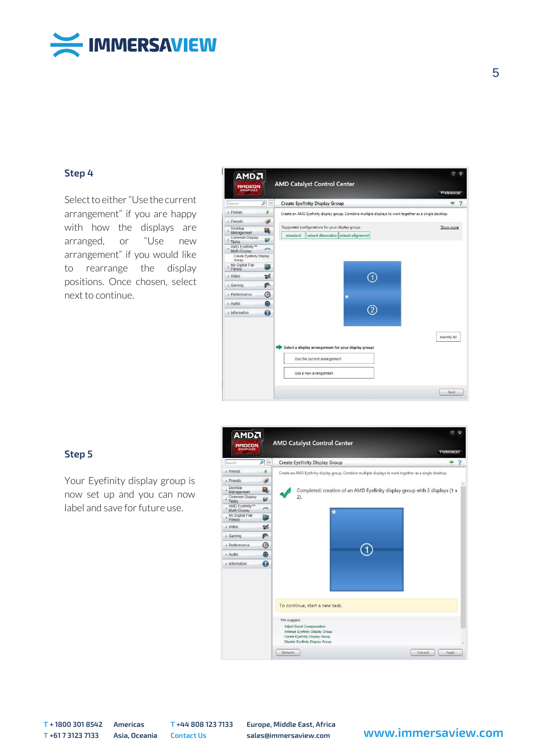## Step 4

Select to either "Use the current arrangement" if you are happy with how the displays are arranged, or "Use new arrangement" if you would like to rearrange the display positions. Once chosen, select next to continue.

## Step 5

Your Eyefinity display group is now set up and you can now label and save for future use.

T + 1800 301 8542 Americas
T +61 7 3123 7133 Asia, Oceania
T +44 808 123 7133 Europe, Middle East, Africa
Contact Us sales@immersaview.com
www.immersaview.com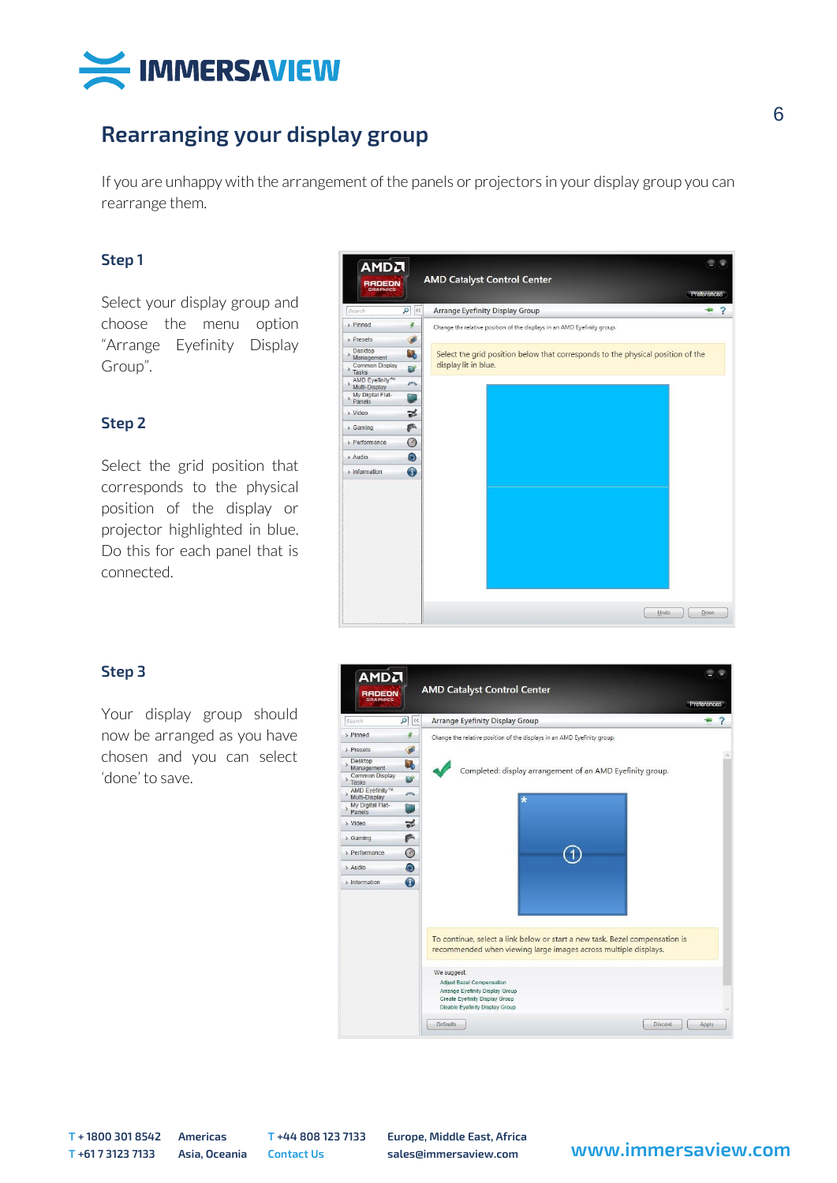## Rearranging your display group

If you are unhappy with the arrangement of the panels or projectors in your display group you can rearrange them.

### Step 1

Select your display group and choose the menu option “Arrange Eyefinity Display Group”.

### Step 2

Select the grid position that corresponds to the physical position of the display or projector highlighted in blue. Do this for each panel that is connected.

### Step 3

Your display group should now be arranged as you have chosen and you can select ‘done’ to save.

T + 1800 301 8542 Americas
T +61 7 3123 7133 Asia, Oceania
T +44 808 123 7133 Europe, Middle East, Africa
Contact Us sales@immersaview.com
www.immersaview.com